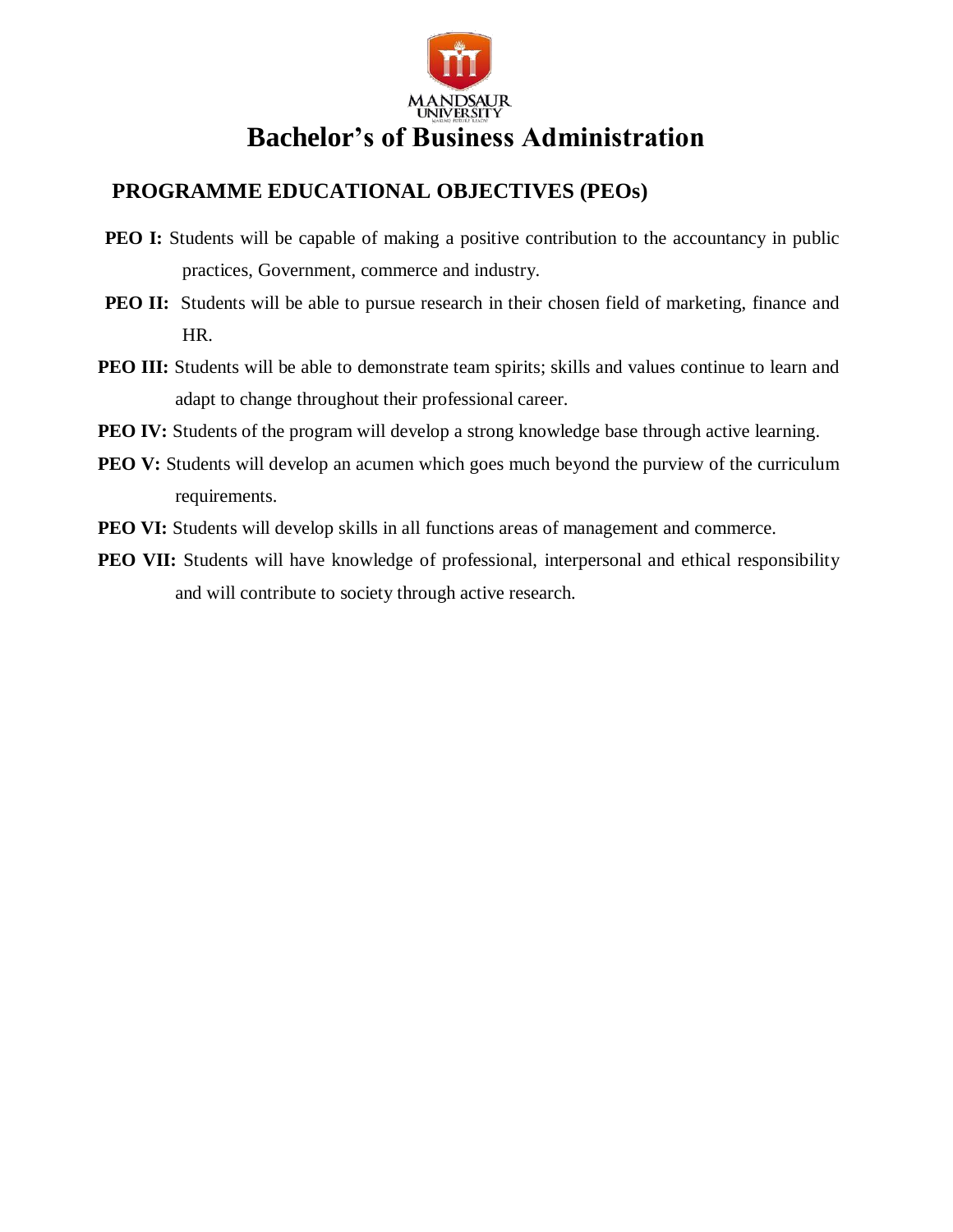MANDSAUR UNIVERSITY

# Bachelor's of Business Administration

## PROGRAMME EDUCATIONAL OBJECTIVES (PEOs)

**PEO I:** Students will be capable of making a positive contribution to the accountancy in public practices, Government, commerce and industry.

**PEO II:** Students will be able to pursue research in their chosen field of marketing, finance and HR.

**PEO III:** Students will be able to demonstrate team spirits; skills and values continue to learn and adapt to change throughout their professional career.

**PEO IV:** Students of the program will develop a strong knowledge base through active learning.

**PEO V:** Students will develop an acumen which goes much beyond the purview of the curriculum requirements.

**PEO VI:** Students will develop skills in all functions areas of management and commerce.

**PEO VII:** Students will have knowledge of professional, interpersonal and ethical responsibility and will contribute to society through active research.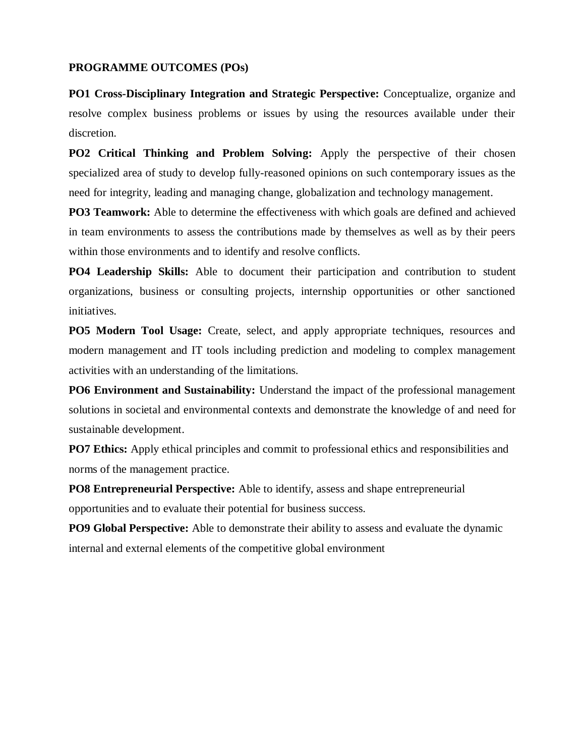**PROGRAMME OUTCOMES (POs)**

**PO1 Cross-Disciplinary Integration and Strategic Perspective:** Conceptualize, organize and resolve complex business problems or issues by using the resources available under their discretion.

**PO2 Critical Thinking and Problem Solving:** Apply the perspective of their chosen specialized area of study to develop fully-reasoned opinions on such contemporary issues as the need for integrity, leading and managing change, globalization and technology management.

**PO3 Teamwork:** Able to determine the effectiveness with which goals are defined and achieved in team environments to assess the contributions made by themselves as well as by their peers within those environments and to identify and resolve conflicts.

**PO4 Leadership Skills:** Able to document their participation and contribution to student organizations, business or consulting projects, internship opportunities or other sanctioned initiatives.

**PO5 Modern Tool Usage:** Create, select, and apply appropriate techniques, resources and modern management and IT tools including prediction and modeling to complex management activities with an understanding of the limitations.

**PO6 Environment and Sustainability:** Understand the impact of the professional management solutions in societal and environmental contexts and demonstrate the knowledge of and need for sustainable development.

**PO7 Ethics:** Apply ethical principles and commit to professional ethics and responsibilities and norms of the management practice.

**PO8 Entrepreneurial Perspective:** Able to identify, assess and shape entrepreneurial opportunities and to evaluate their potential for business success.

**PO9 Global Perspective:** Able to demonstrate their ability to assess and evaluate the dynamic internal and external elements of the competitive global environment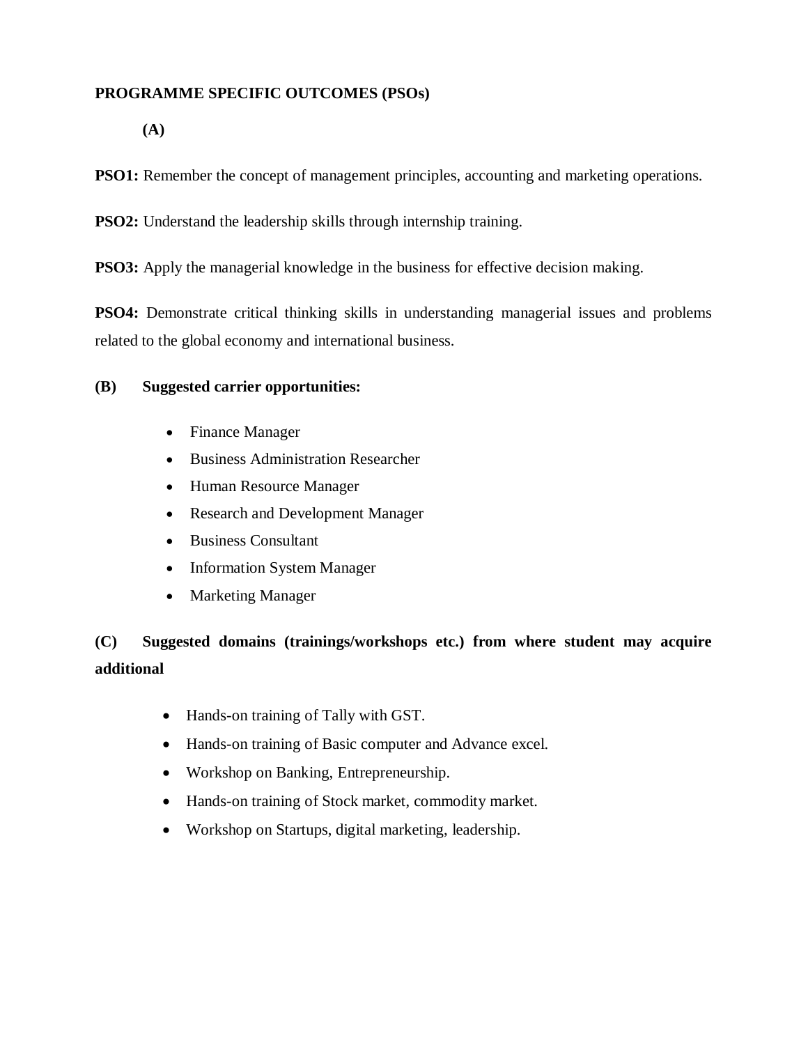**PROGRAMME SPECIFIC OUTCOMES (PSOs)**

**(A)**

**PSO1:** Remember the concept of management principles, accounting and marketing operations.

**PSO2:** Understand the leadership skills through internship training.

**PSO3:** Apply the managerial knowledge in the business for effective decision making.

**PSO4:** Demonstrate critical thinking skills in understanding managerial issues and problems related to the global economy and international business.

**(B) Suggested carrier opportunities:**

- Finance Manager
- Business Administration Researcher
- Human Resource Manager
- Research and Development Manager
- Business Consultant
- Information System Manager
- Marketing Manager

**(C) Suggested domains (trainings/workshops etc.) from where student may acquire additional**

- Hands-on training of Tally with GST.
- Hands-on training of Basic computer and Advance excel.
- Workshop on Banking, Entrepreneurship.
- Hands-on training of Stock market, commodity market.
- Workshop on Startups, digital marketing, leadership.